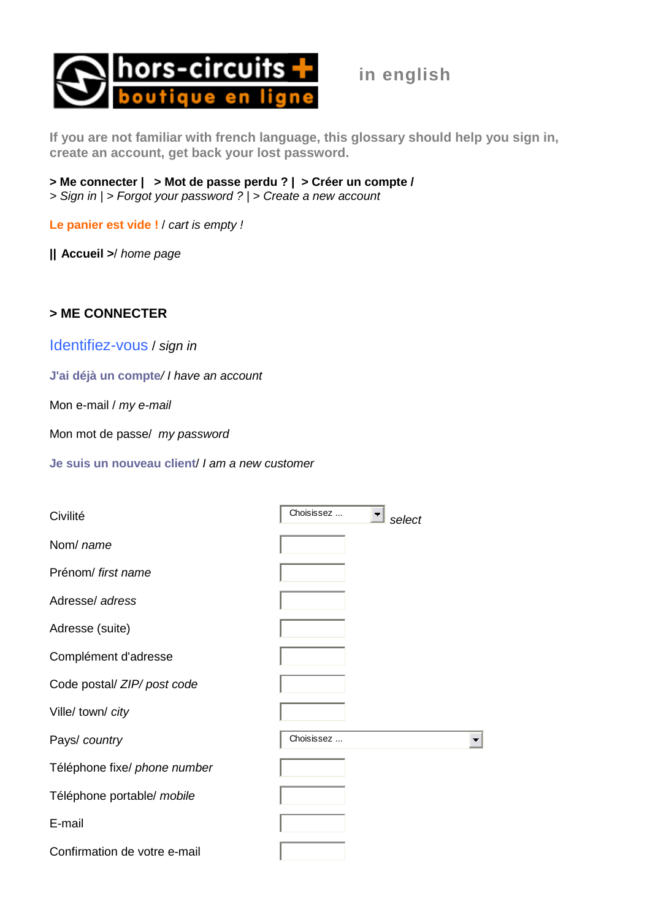hors-circuits + boutique en ligne

in english

**If you are not familiar with french language, this glossary should help you sign in, create an account, get back your lost password.**

**> Me connecter | > Mot de passe perdu ? | > Créer un compte /**
*> Sign in | > Forgot your password ? | > Create a new account*

**Le panier est vide !** / *cart is empty !*

**|| Accueil >**/ *home page*

### > ME CONNECTER

Identifiez-vous / *sign in*

**J'ai déjà un compte**/ *I have an account*

Mon e-mail / *my e-mail*

Mon mot de passe/ *my password*

**Je suis un nouveau client**/ *I am a new customer*

| | |
|---|---|
| Civilité | Choisissez ... *select* |
| Nom/ *name* | |
| Prénom/ *first name* | |
| Adresse/ *adress* | |
| Adresse (suite) | |
| Complément d'adresse | |
| Code postal/ *ZIP/ post code* | |
| Ville/ town/ *city* | |
| Pays/ *country* | Choisissez ... |
| Téléphone fixe/ *phone number* | |
| Téléphone portable/ *mobile* | |
| E-mail | |
| Confirmation de votre e-mail | |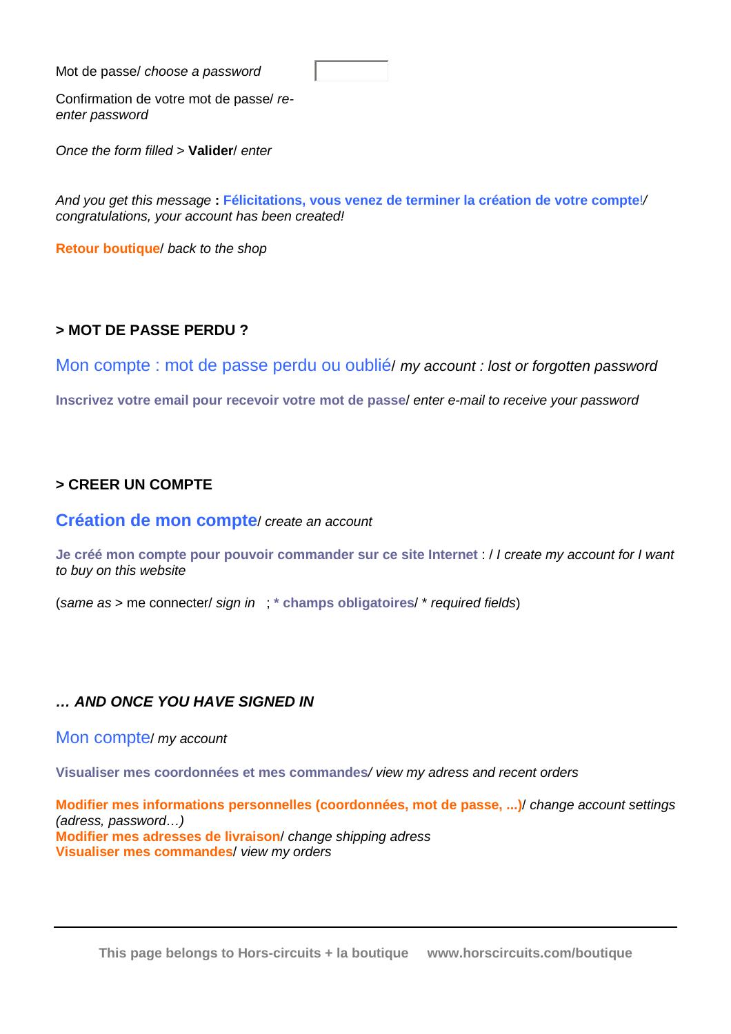Mot de passe/ *choose a password*

Confirmation de votre mot de passe/ *re-enter password*

*Once the form filled* > **Valider**/ *enter*

*And you get this message* **:** **Félicitations, vous venez de terminer la création de votre compte!**/ *congratulations, your account has been created!*

**Retour boutique**/ *back to the shop*

### > MOT DE PASSE PERDU ?

Mon compte : mot de passe perdu ou oublié/ *my account : lost or forgotten password*

**Inscrivez votre email pour recevoir votre mot de passe**/ *enter e-mail to receive your password*

### > CREER UN COMPTE

**Création de mon compte**/ *create an account*

**Je créé mon compte pour pouvoir commander sur ce site Internet** : / *I create my account for I want to buy on this website*

(*same as* > me connecter/ *sign in* ; **\* champs obligatoires**/ *\* required fields*)

### *… AND ONCE YOU HAVE SIGNED IN*

Mon compte/ *my account*

**Visualiser mes coordonnées et mes commandes**/ *view my adress and recent orders*

**Modifier mes informations personnelles (coordonnées, mot de passe, ...)**/ *change account settings (adress, password…)*
**Modifier mes adresses de livraison**/ *change shipping adress*
**Visualiser mes commandes**/ *view my orders*